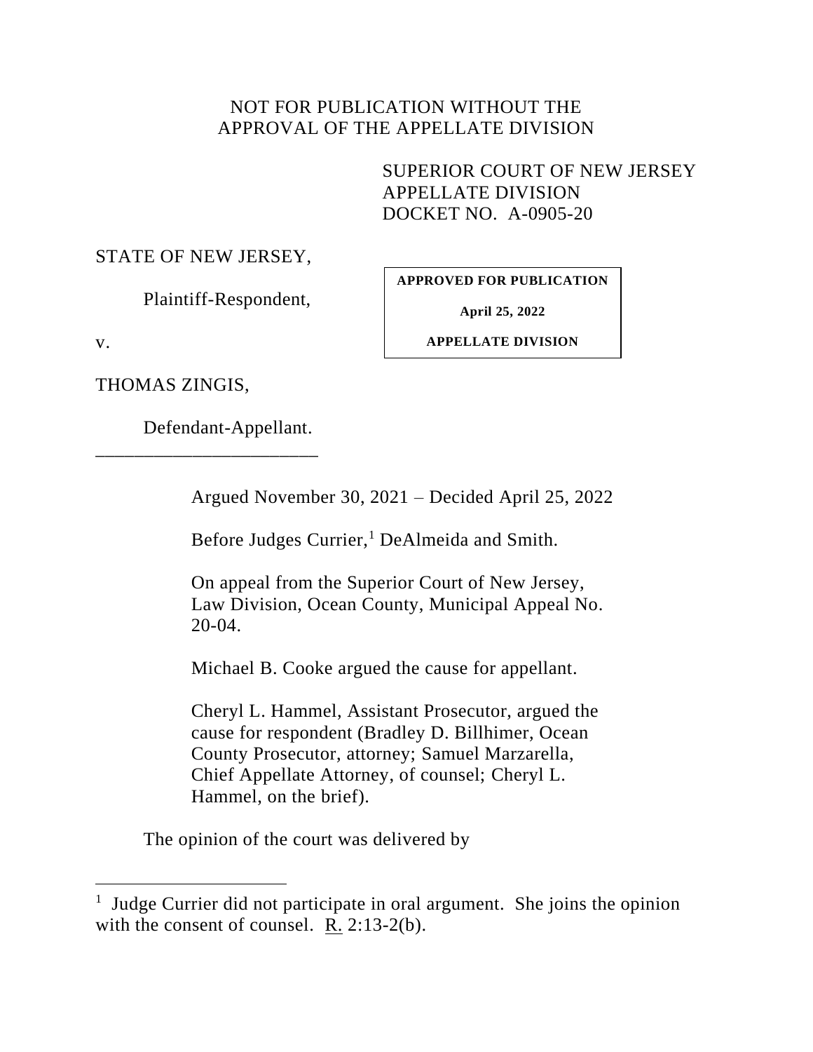NOT FOR PUBLICATION WITHOUT THE APPROVAL OF THE APPELLATE DIVISION

SUPERIOR COURT OF NEW JERSEY
APPELLATE DIVISION
DOCKET NO. A-0905-20

STATE OF NEW JERSEY,

Plaintiff-Respondent,

v.

THOMAS ZINGIS,

Defendant-Appellant.

---

**APPROVED FOR PUBLICATION**

**April 25, 2022**

**APPELLATE DIVISION**

Argued November 30, 2021 – Decided April 25, 2022

Before Judges Currier,[1] DeAlmeida and Smith.

On appeal from the Superior Court of New Jersey, Law Division, Ocean County, Municipal Appeal No. 20-04.

Michael B. Cooke argued the cause for appellant.

Cheryl L. Hammel, Assistant Prosecutor, argued the cause for respondent (Bradley D. Billhimer, Ocean County Prosecutor, attorney; Samuel Marzarella, Chief Appellate Attorney, of counsel; Cheryl L. Hammel, on the brief).

The opinion of the court was delivered by

---

[1] Judge Currier did not participate in oral argument. She joins the opinion with the consent of counsel. R. 2:13-2(b).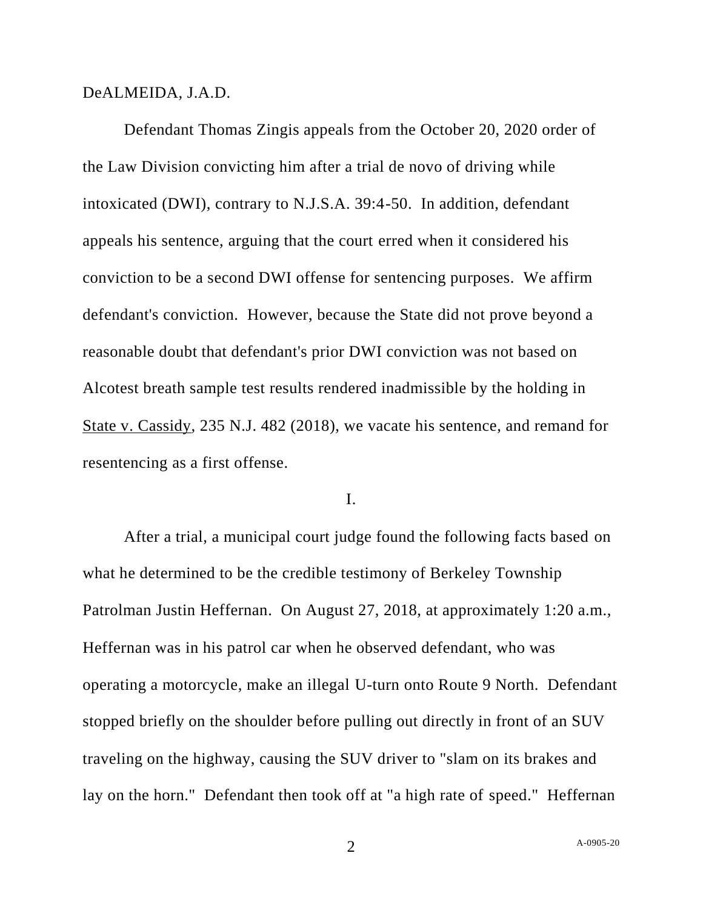DeALMEIDA, J.A.D.

Defendant Thomas Zingis appeals from the October 20, 2020 order of the Law Division convicting him after a trial de novo of driving while intoxicated (DWI), contrary to N.J.S.A. 39:4-50. In addition, defendant appeals his sentence, arguing that the court erred when it considered his conviction to be a second DWI offense for sentencing purposes. We affirm defendant's conviction. However, because the State did not prove beyond a reasonable doubt that defendant's prior DWI conviction was not based on Alcotest breath sample test results rendered inadmissible by the holding in State v. Cassidy, 235 N.J. 482 (2018), we vacate his sentence, and remand for resentencing as a first offense.

I.

After a trial, a municipal court judge found the following facts based on what he determined to be the credible testimony of Berkeley Township Patrolman Justin Heffernan. On August 27, 2018, at approximately 1:20 a.m., Heffernan was in his patrol car when he observed defendant, who was operating a motorcycle, make an illegal U-turn onto Route 9 North. Defendant stopped briefly on the shoulder before pulling out directly in front of an SUV traveling on the highway, causing the SUV driver to "slam on its brakes and lay on the horn." Defendant then took off at "a high rate of speed." Heffernan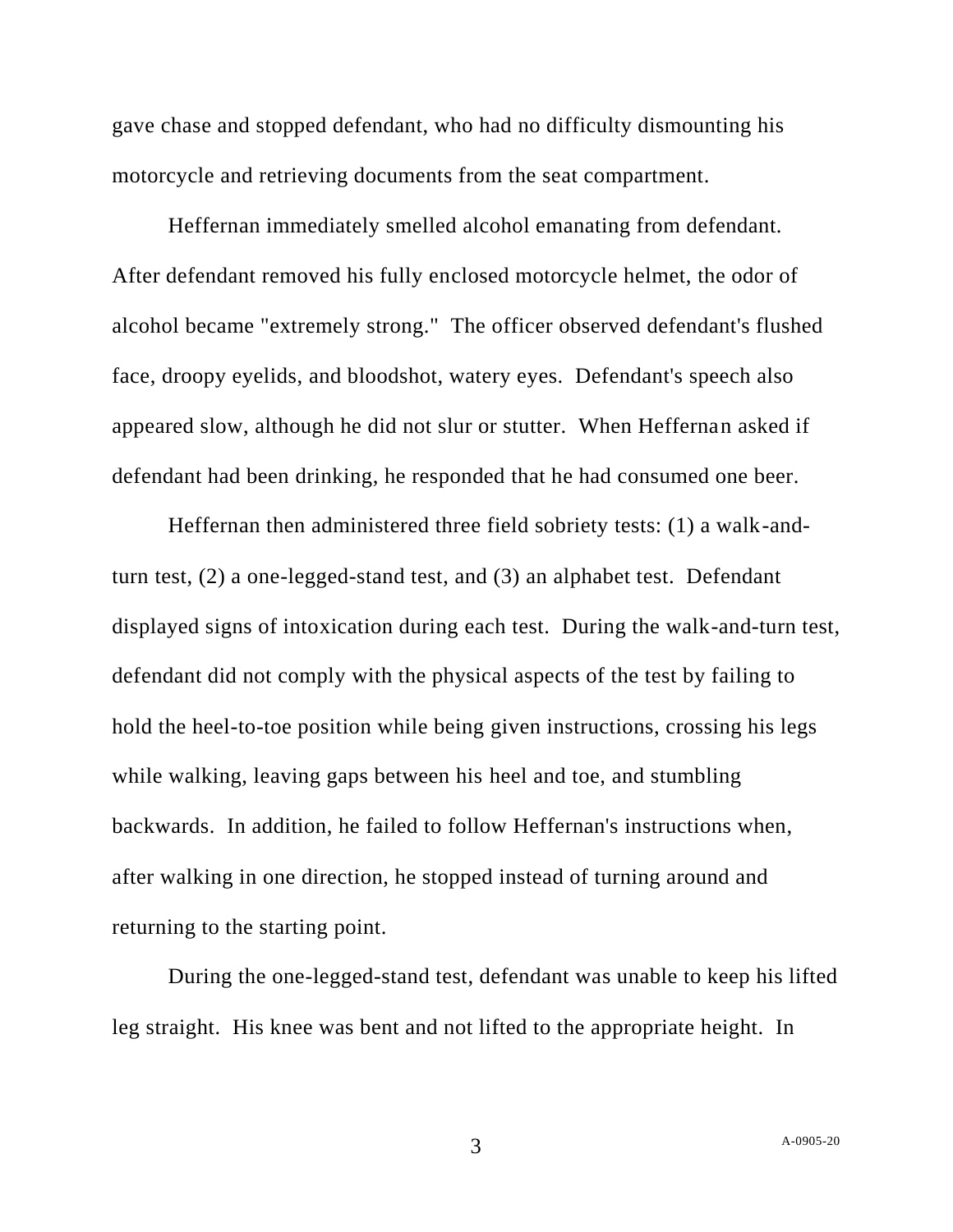gave chase and stopped defendant, who had no difficulty dismounting his motorcycle and retrieving documents from the seat compartment.

Heffernan immediately smelled alcohol emanating from defendant. After defendant removed his fully enclosed motorcycle helmet, the odor of alcohol became "extremely strong." The officer observed defendant's flushed face, droopy eyelids, and bloodshot, watery eyes. Defendant's speech also appeared slow, although he did not slur or stutter. When Heffernan asked if defendant had been drinking, he responded that he had consumed one beer.

Heffernan then administered three field sobriety tests: (1) a walk-and-turn test, (2) a one-legged-stand test, and (3) an alphabet test. Defendant displayed signs of intoxication during each test. During the walk-and-turn test, defendant did not comply with the physical aspects of the test by failing to hold the heel-to-toe position while being given instructions, crossing his legs while walking, leaving gaps between his heel and toe, and stumbling backwards. In addition, he failed to follow Heffernan's instructions when, after walking in one direction, he stopped instead of turning around and returning to the starting point.

During the one-legged-stand test, defendant was unable to keep his lifted leg straight. His knee was bent and not lifted to the appropriate height. In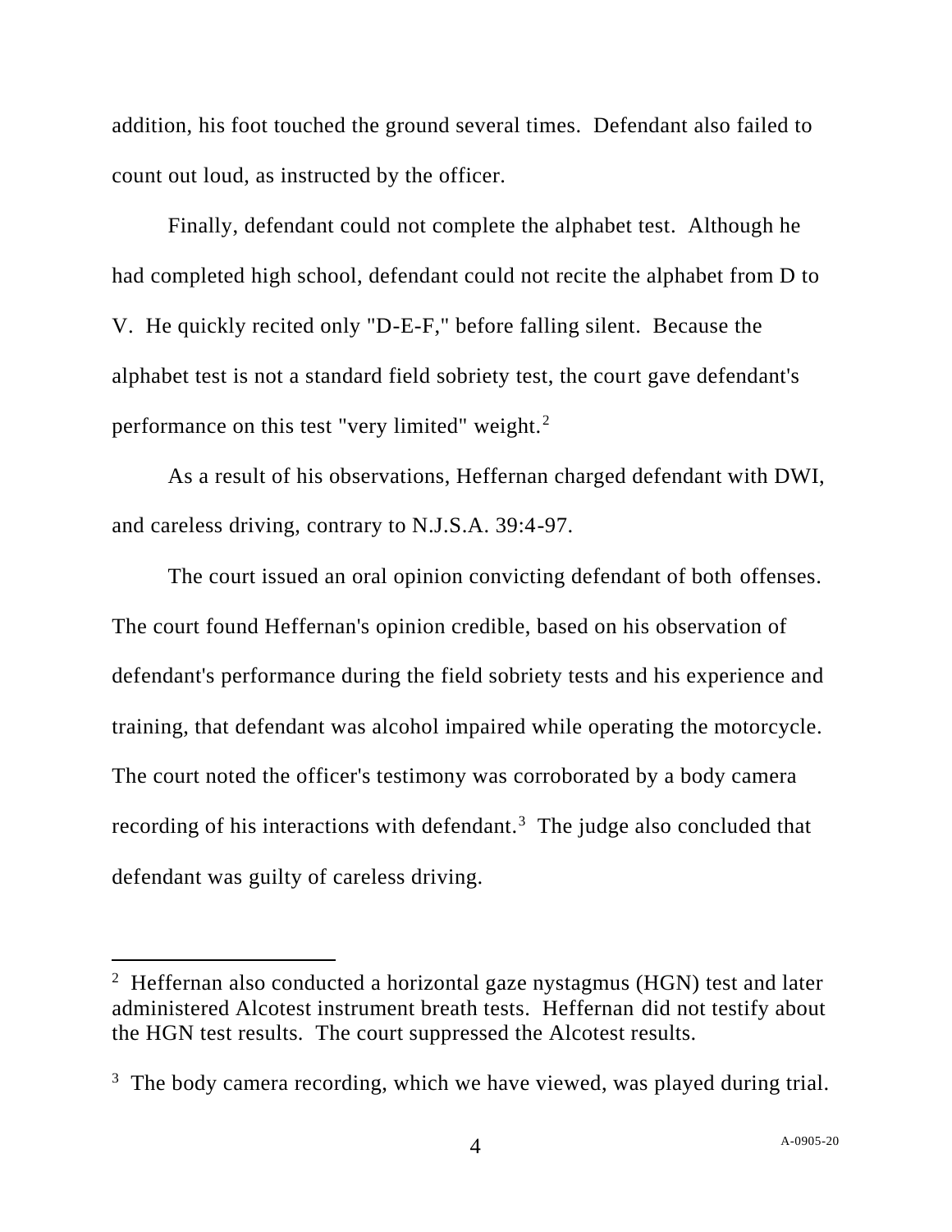addition, his foot touched the ground several times. Defendant also failed to count out loud, as instructed by the officer.

Finally, defendant could not complete the alphabet test. Although he had completed high school, defendant could not recite the alphabet from D to V. He quickly recited only "D-E-F," before falling silent. Because the alphabet test is not a standard field sobriety test, the court gave defendant's performance on this test "very limited" weight.[2]

As a result of his observations, Heffernan charged defendant with DWI, and careless driving, contrary to N.J.S.A. 39:4-97.

The court issued an oral opinion convicting defendant of both offenses. The court found Heffernan's opinion credible, based on his observation of defendant's performance during the field sobriety tests and his experience and training, that defendant was alcohol impaired while operating the motorcycle. The court noted the officer's testimony was corroborated by a body camera recording of his interactions with defendant.[3] The judge also concluded that defendant was guilty of careless driving.

---

[2] Heffernan also conducted a horizontal gaze nystagmus (HGN) test and later administered Alcotest instrument breath tests. Heffernan did not testify about the HGN test results. The court suppressed the Alcotest results.

[3] The body camera recording, which we have viewed, was played during trial.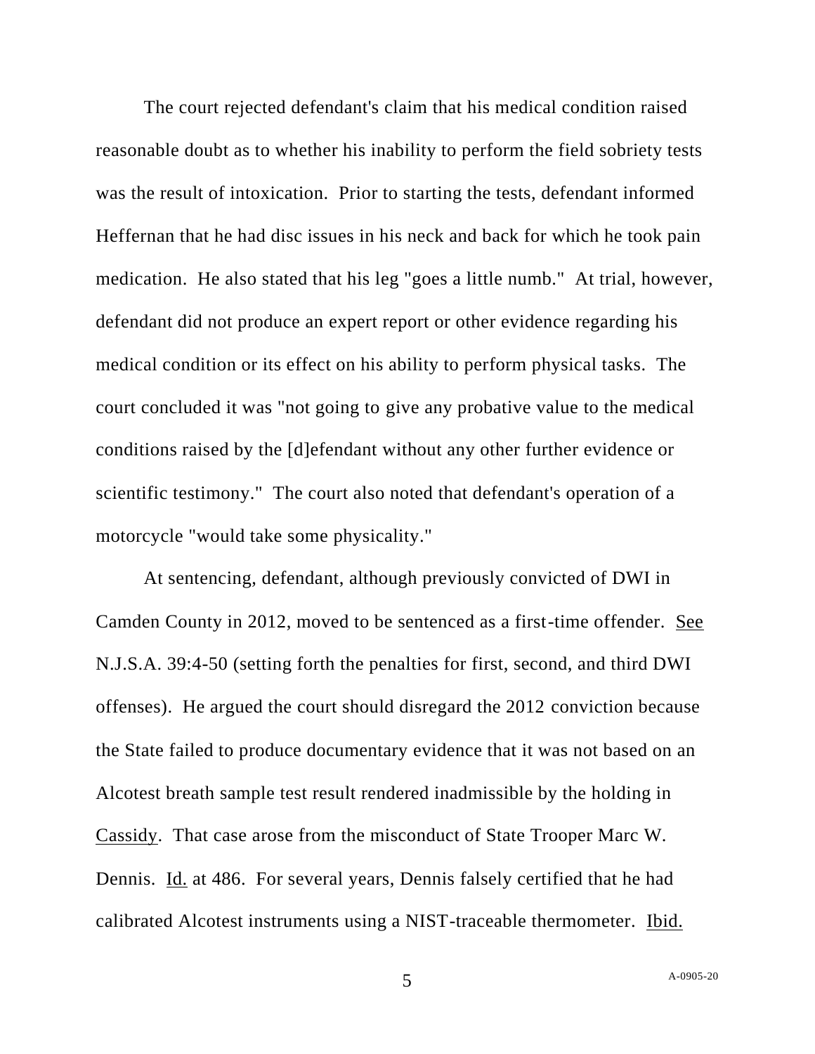The court rejected defendant's claim that his medical condition raised reasonable doubt as to whether his inability to perform the field sobriety tests was the result of intoxication. Prior to starting the tests, defendant informed Heffernan that he had disc issues in his neck and back for which he took pain medication. He also stated that his leg "goes a little numb." At trial, however, defendant did not produce an expert report or other evidence regarding his medical condition or its effect on his ability to perform physical tasks. The court concluded it was "not going to give any probative value to the medical conditions raised by the [d]efendant without any other further evidence or scientific testimony." The court also noted that defendant's operation of a motorcycle "would take some physicality."

At sentencing, defendant, although previously convicted of DWI in Camden County in 2012, moved to be sentenced as a first-time offender. See N.J.S.A. 39:4-50 (setting forth the penalties for first, second, and third DWI offenses). He argued the court should disregard the 2012 conviction because the State failed to produce documentary evidence that it was not based on an Alcotest breath sample test result rendered inadmissible by the holding in Cassidy. That case arose from the misconduct of State Trooper Marc W. Dennis. Id. at 486. For several years, Dennis falsely certified that he had calibrated Alcotest instruments using a NIST-traceable thermometer. Ibid.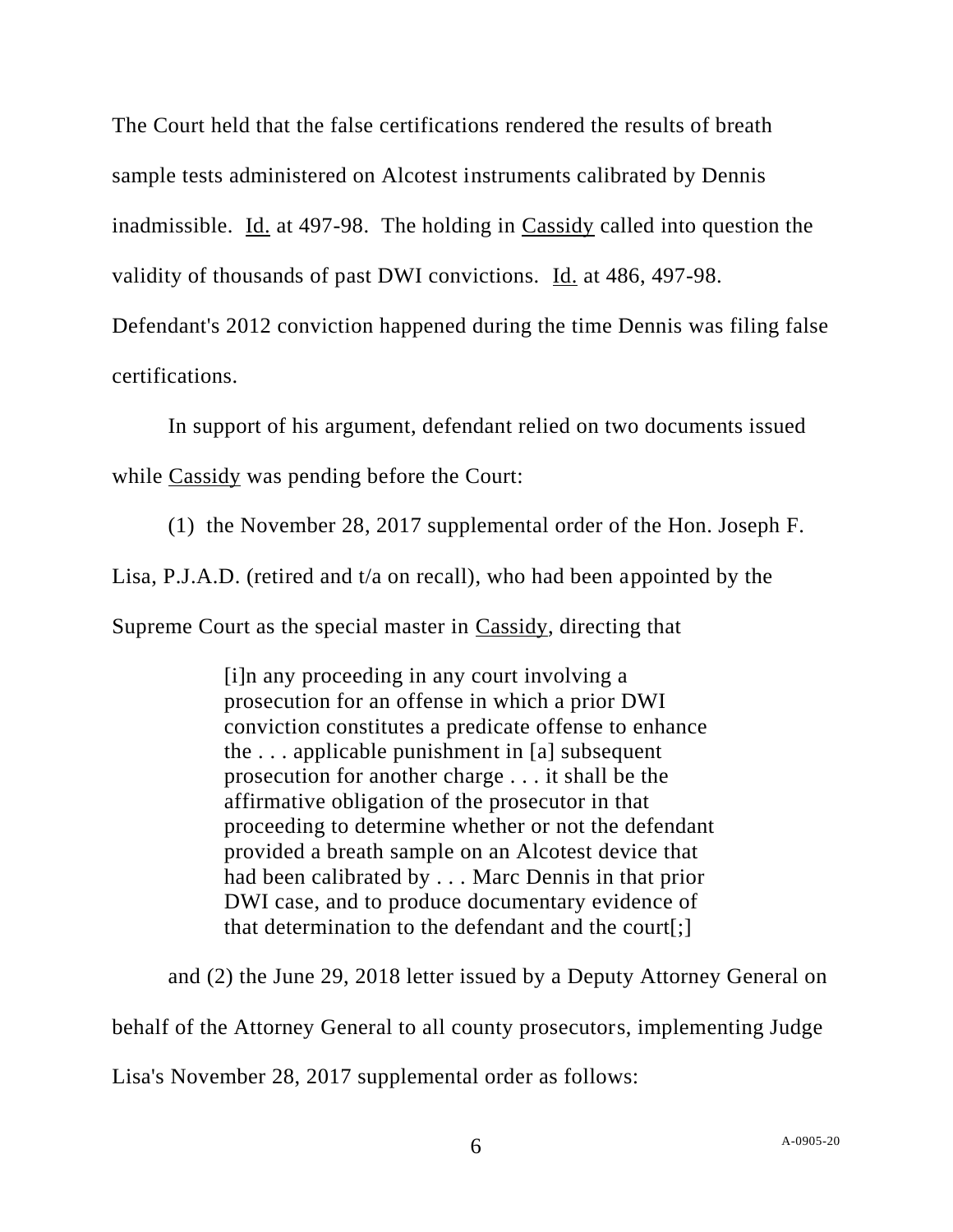The Court held that the false certifications rendered the results of breath sample tests administered on Alcotest instruments calibrated by Dennis inadmissible. Id. at 497-98. The holding in Cassidy called into question the validity of thousands of past DWI convictions. Id. at 486, 497-98. Defendant's 2012 conviction happened during the time Dennis was filing false certifications.

In support of his argument, defendant relied on two documents issued while Cassidy was pending before the Court:

(1) the November 28, 2017 supplemental order of the Hon. Joseph F. Lisa, P.J.A.D. (retired and t/a on recall), who had been appointed by the Supreme Court as the special master in Cassidy, directing that

> [i]n any proceeding in any court involving a prosecution for an offense in which a prior DWI conviction constitutes a predicate offense to enhance the . . . applicable punishment in [a] subsequent prosecution for another charge . . . it shall be the affirmative obligation of the prosecutor in that proceeding to determine whether or not the defendant provided a breath sample on an Alcotest device that had been calibrated by . . . Marc Dennis in that prior DWI case, and to produce documentary evidence of that determination to the defendant and the court[;]

and (2) the June 29, 2018 letter issued by a Deputy Attorney General on behalf of the Attorney General to all county prosecutors, implementing Judge Lisa's November 28, 2017 supplemental order as follows: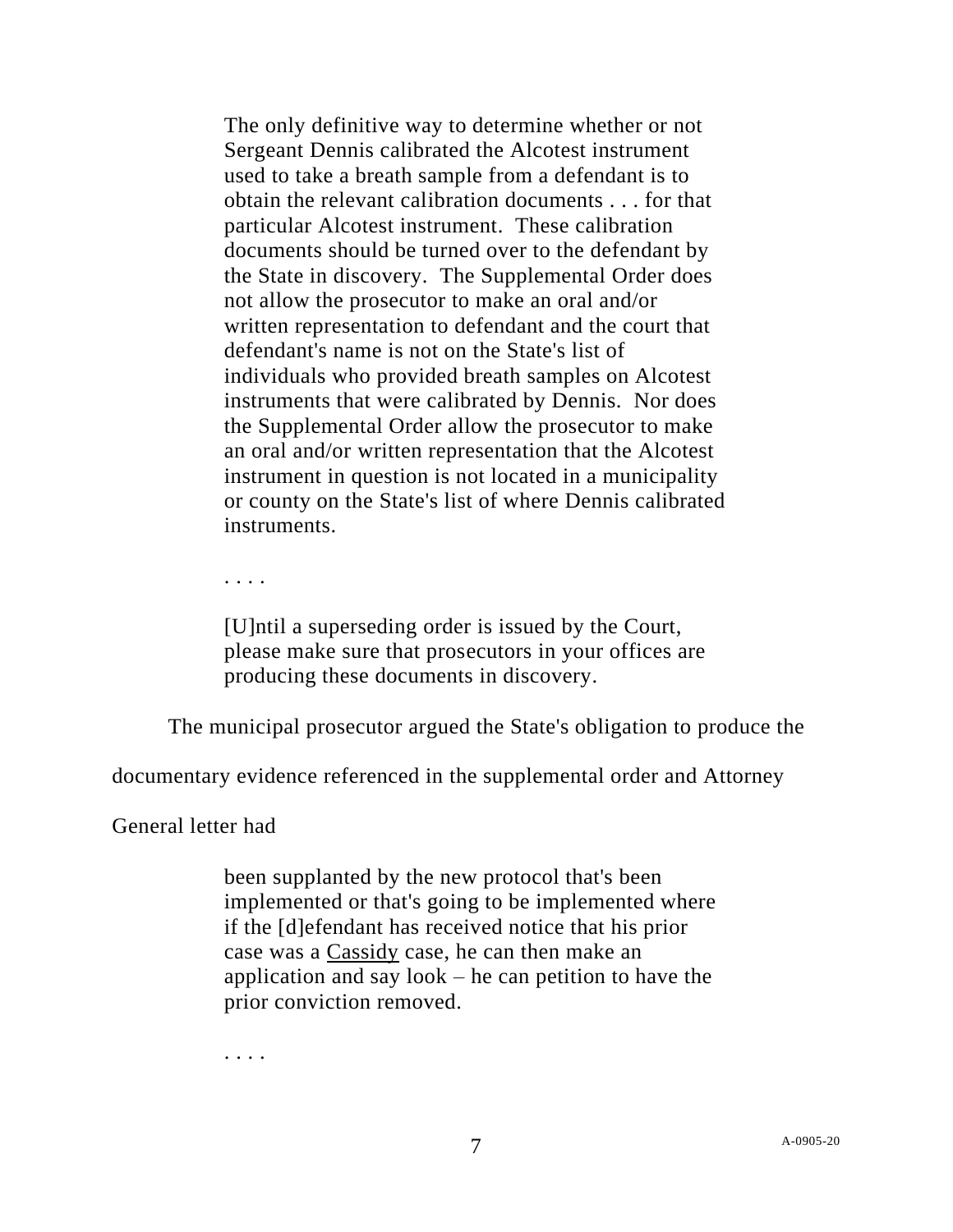> The only definitive way to determine whether or not Sergeant Dennis calibrated the Alcotest instrument used to take a breath sample from a defendant is to obtain the relevant calibration documents . . . for that particular Alcotest instrument. These calibration documents should be turned over to the defendant by the State in discovery. The Supplemental Order does not allow the prosecutor to make an oral and/or written representation to defendant and the court that defendant's name is not on the State's list of individuals who provided breath samples on Alcotest instruments that were calibrated by Dennis. Nor does the Supplemental Order allow the prosecutor to make an oral and/or written representation that the Alcotest instrument in question is not located in a municipality or county on the State's list of where Dennis calibrated instruments.
>
> . . . .
>
> [U]ntil a superseding order is issued by the Court, please make sure that prosecutors in your offices are producing these documents in discovery.

The municipal prosecutor argued the State's obligation to produce the documentary evidence referenced in the supplemental order and Attorney General letter had

> been supplanted by the new protocol that's been implemented or that's going to be implemented where if the [d]efendant has received notice that his prior case was a Cassidy case, he can then make an application and say look – he can petition to have the prior conviction removed.
>
> . . . .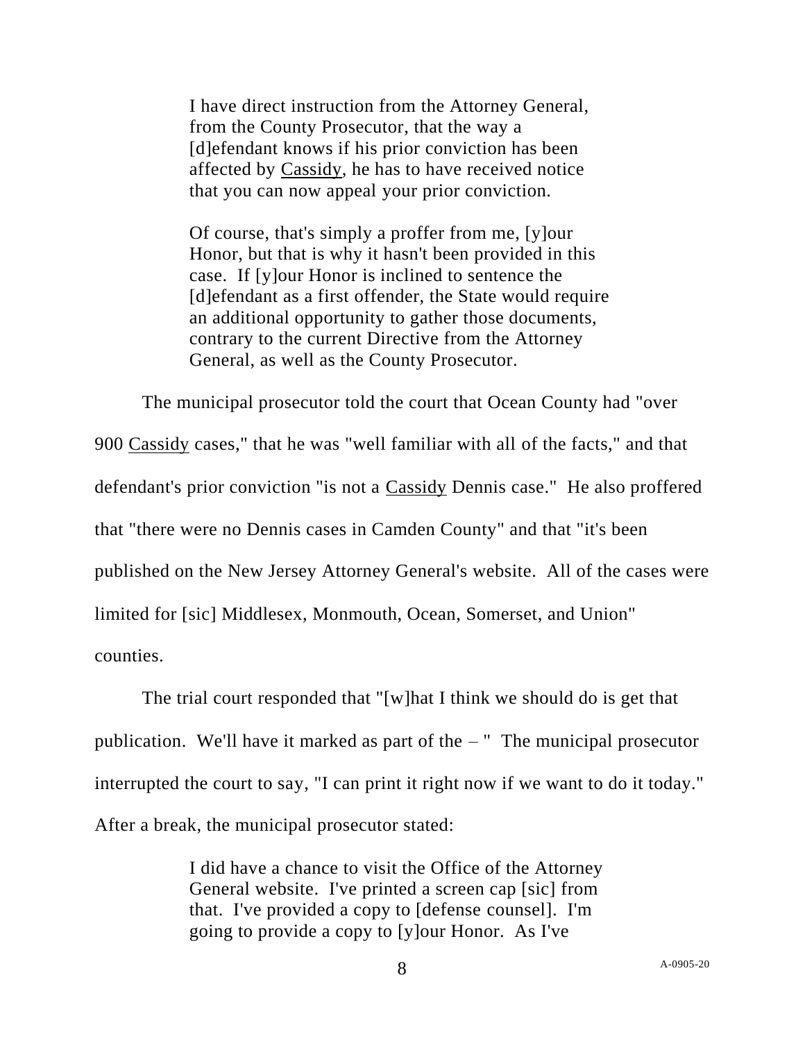> I have direct instruction from the Attorney General, from the County Prosecutor, that the way a [d]efendant knows if his prior conviction has been affected by Cassidy, he has to have received notice that you can now appeal your prior conviction.
>
> Of course, that's simply a proffer from me, [y]our Honor, but that is why it hasn't been provided in this case. If [y]our Honor is inclined to sentence the [d]efendant as a first offender, the State would require an additional opportunity to gather those documents, contrary to the current Directive from the Attorney General, as well as the County Prosecutor.

The municipal prosecutor told the court that Ocean County had "over 900 Cassidy cases," that he was "well familiar with all of the facts," and that defendant's prior conviction "is not a Cassidy Dennis case." He also proffered that "there were no Dennis cases in Camden County" and that "it's been published on the New Jersey Attorney General's website. All of the cases were limited for [sic] Middlesex, Monmouth, Ocean, Somerset, and Union" counties.

The trial court responded that "[w]hat I think we should do is get that publication. We'll have it marked as part of the – " The municipal prosecutor interrupted the court to say, "I can print it right now if we want to do it today." After a break, the municipal prosecutor stated:

> I did have a chance to visit the Office of the Attorney General website. I've printed a screen cap [sic] from that. I've provided a copy to [defense counsel]. I'm going to provide a copy to [y]our Honor. As I've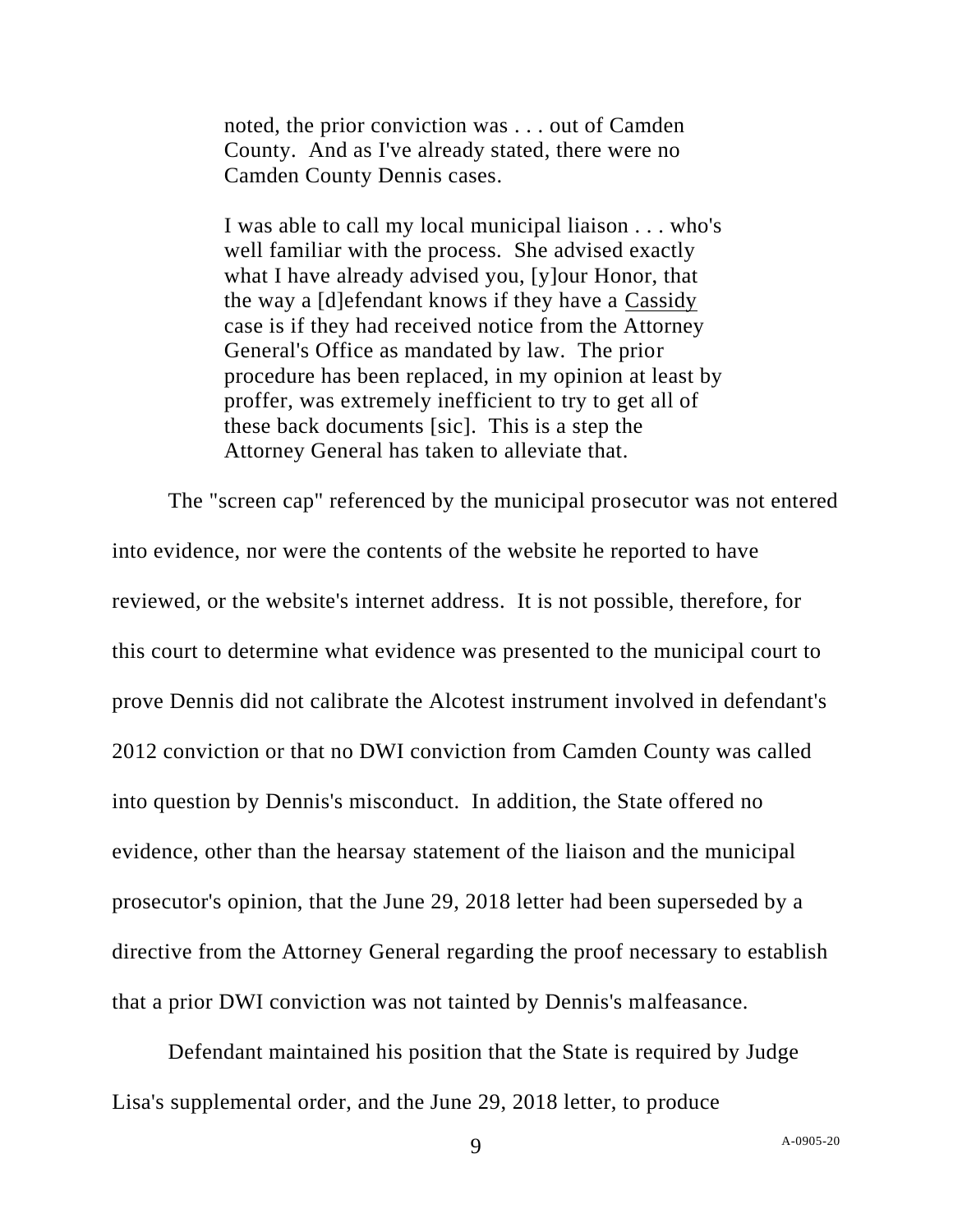> noted, the prior conviction was . . . out of Camden County. And as I've already stated, there were no Camden County Dennis cases.
>
> I was able to call my local municipal liaison . . . who's well familiar with the process. She advised exactly what I have already advised you, [y]our Honor, that the way a [d]efendant knows if they have a Cassidy case is if they had received notice from the Attorney General's Office as mandated by law. The prior procedure has been replaced, in my opinion at least by proffer, was extremely inefficient to try to get all of these back documents [sic]. This is a step the Attorney General has taken to alleviate that.

The "screen cap" referenced by the municipal prosecutor was not entered into evidence, nor were the contents of the website he reported to have reviewed, or the website's internet address. It is not possible, therefore, for this court to determine what evidence was presented to the municipal court to prove Dennis did not calibrate the Alcotest instrument involved in defendant's 2012 conviction or that no DWI conviction from Camden County was called into question by Dennis's misconduct. In addition, the State offered no evidence, other than the hearsay statement of the liaison and the municipal prosecutor's opinion, that the June 29, 2018 letter had been superseded by a directive from the Attorney General regarding the proof necessary to establish that a prior DWI conviction was not tainted by Dennis's malfeasance.

Defendant maintained his position that the State is required by Judge Lisa's supplemental order, and the June 29, 2018 letter, to produce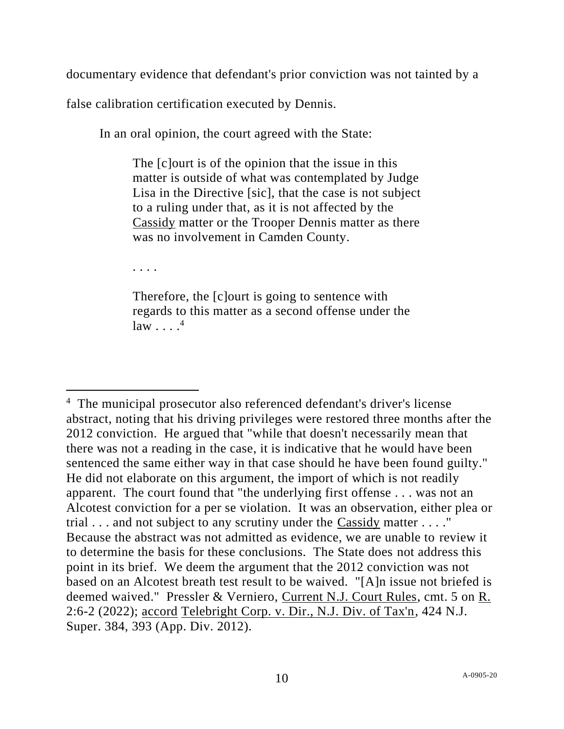documentary evidence that defendant's prior conviction was not tainted by a false calibration certification executed by Dennis.

In an oral opinion, the court agreed with the State:

> The [c]ourt is of the opinion that the issue in this matter is outside of what was contemplated by Judge Lisa in the Directive [sic], that the case is not subject to a ruling under that, as it is not affected by the Cassidy matter or the Trooper Dennis matter as there was no involvement in Camden County.
>
> . . . .
>
> Therefore, the [c]ourt is going to sentence with regards to this matter as a second offense under the law . . . .[4]

---

[4] The municipal prosecutor also referenced defendant's driver's license abstract, noting that his driving privileges were restored three months after the 2012 conviction. He argued that "while that doesn't necessarily mean that there was not a reading in the case, it is indicative that he would have been sentenced the same either way in that case should he have been found guilty." He did not elaborate on this argument, the import of which is not readily apparent. The court found that "the underlying first offense . . . was not an Alcotest conviction for a per se violation. It was an observation, either plea or trial . . . and not subject to any scrutiny under the Cassidy matter . . . ." Because the abstract was not admitted as evidence, we are unable to review it to determine the basis for these conclusions. The State does not address this point in its brief. We deem the argument that the 2012 conviction was not based on an Alcotest breath test result to be waived. "[A]n issue not briefed is deemed waived." Pressler & Verniero, Current N.J. Court Rules, cmt. 5 on R. 2:6-2 (2022); accord Telebright Corp. v. Dir., N.J. Div. of Tax'n, 424 N.J. Super. 384, 393 (App. Div. 2012).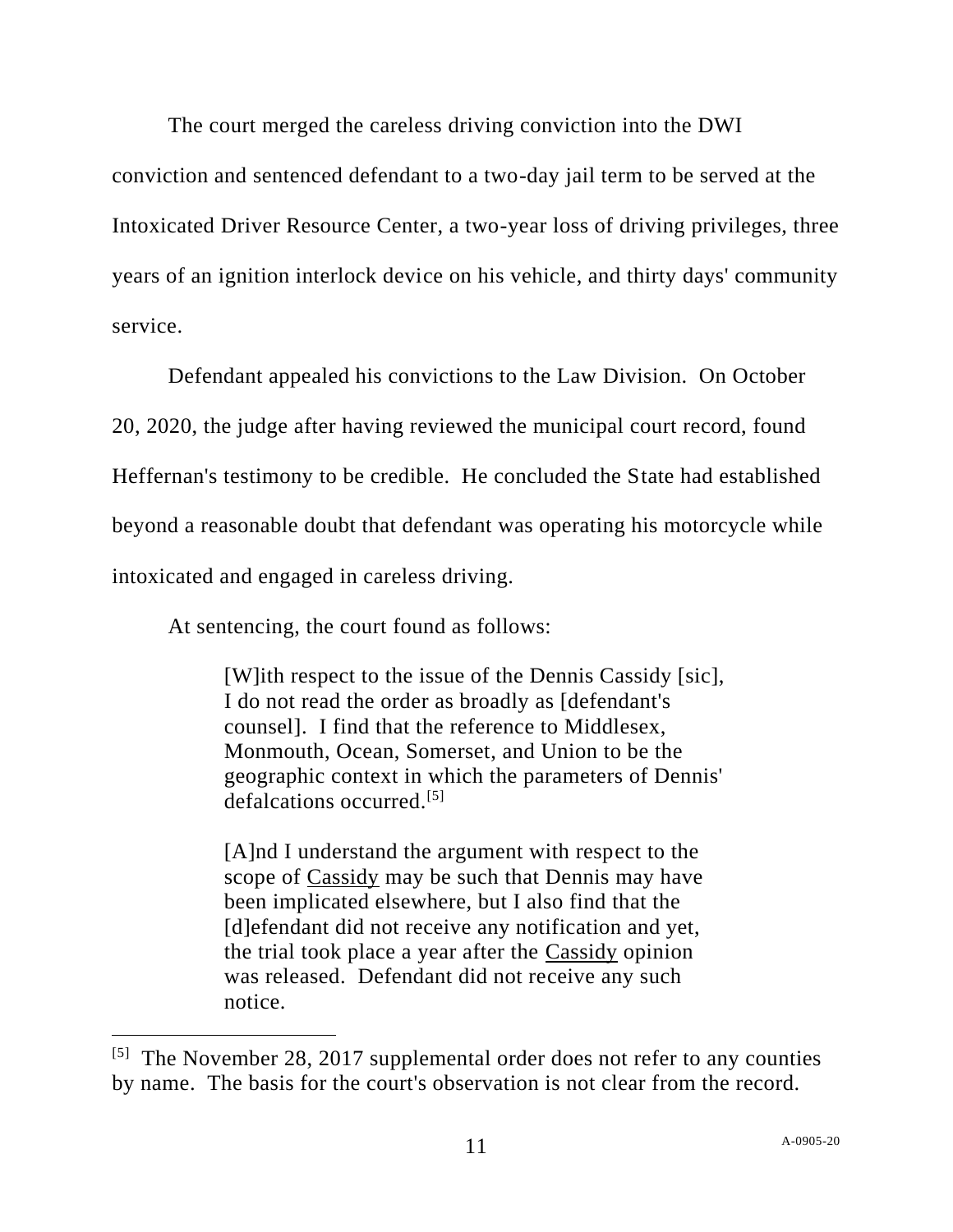The court merged the careless driving conviction into the DWI conviction and sentenced defendant to a two-day jail term to be served at the Intoxicated Driver Resource Center, a two-year loss of driving privileges, three years of an ignition interlock device on his vehicle, and thirty days' community service.

Defendant appealed his convictions to the Law Division. On October 20, 2020, the judge after having reviewed the municipal court record, found Heffernan's testimony to be credible. He concluded the State had established beyond a reasonable doubt that defendant was operating his motorcycle while intoxicated and engaged in careless driving.

At sentencing, the court found as follows:

> [W]ith respect to the issue of the Dennis Cassidy [sic], I do not read the order as broadly as [defendant's counsel]. I find that the reference to Middlesex, Monmouth, Ocean, Somerset, and Union to be the geographic context in which the parameters of Dennis' defalcations occurred.[5]
>
> [A]nd I understand the argument with respect to the scope of Cassidy may be such that Dennis may have been implicated elsewhere, but I also find that the [d]efendant did not receive any notification and yet, the trial took place a year after the Cassidy opinion was released. Defendant did not receive any such notice.

---

[5] The November 28, 2017 supplemental order does not refer to any counties by name. The basis for the court's observation is not clear from the record.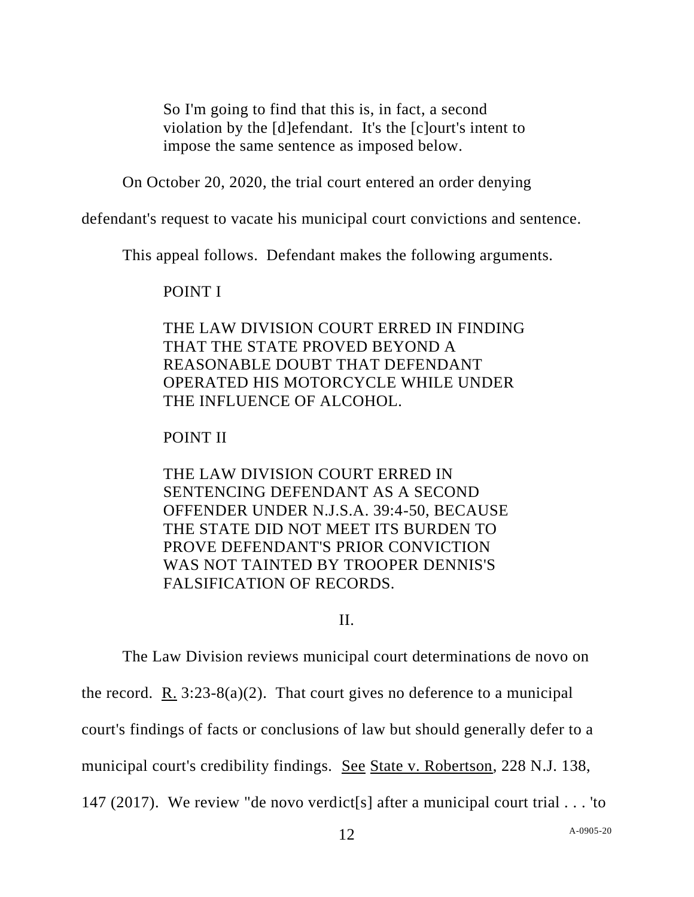> So I'm going to find that this is, in fact, a second violation by the [d]efendant. It's the [c]ourt's intent to impose the same sentence as imposed below.

On October 20, 2020, the trial court entered an order denying defendant's request to vacate his municipal court convictions and sentence.

This appeal follows. Defendant makes the following arguments.

> POINT I
>
> THE LAW DIVISION COURT ERRED IN FINDING THAT THE STATE PROVED BEYOND A REASONABLE DOUBT THAT DEFENDANT OPERATED HIS MOTORCYCLE WHILE UNDER THE INFLUENCE OF ALCOHOL.
>
> POINT II
>
> THE LAW DIVISION COURT ERRED IN SENTENCING DEFENDANT AS A SECOND OFFENDER UNDER N.J.S.A. 39:4-50, BECAUSE THE STATE DID NOT MEET ITS BURDEN TO PROVE DEFENDANT'S PRIOR CONVICTION WAS NOT TAINTED BY TROOPER DENNIS'S FALSIFICATION OF RECORDS.

## II.

The Law Division reviews municipal court determinations de novo on the record. R. 3:23-8(a)(2). That court gives no deference to a municipal court's findings of facts or conclusions of law but should generally defer to a municipal court's credibility findings. See State v. Robertson, 228 N.J. 138, 147 (2017). We review "de novo verdict[s] after a municipal court trial . . . 'to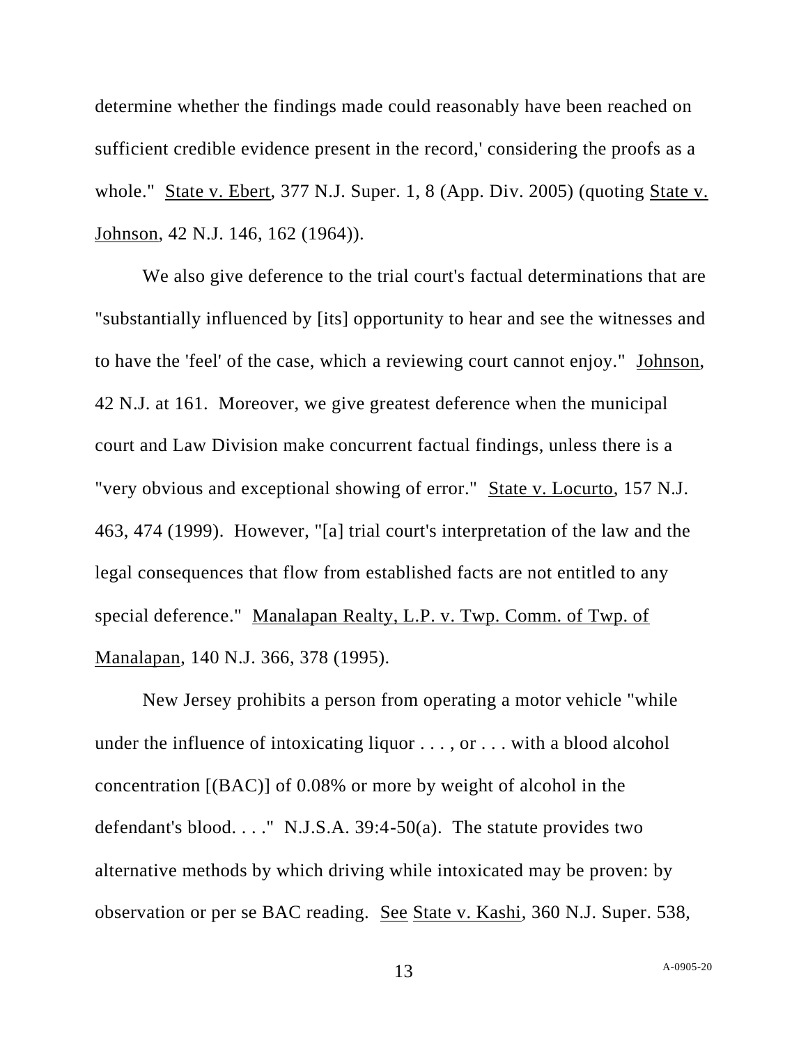determine whether the findings made could reasonably have been reached on sufficient credible evidence present in the record,' considering the proofs as a whole." State v. Ebert, 377 N.J. Super. 1, 8 (App. Div. 2005) (quoting State v. Johnson, 42 N.J. 146, 162 (1964)).

We also give deference to the trial court's factual determinations that are "substantially influenced by [its] opportunity to hear and see the witnesses and to have the 'feel' of the case, which a reviewing court cannot enjoy." Johnson, 42 N.J. at 161. Moreover, we give greatest deference when the municipal court and Law Division make concurrent factual findings, unless there is a "very obvious and exceptional showing of error." State v. Locurto, 157 N.J. 463, 474 (1999). However, "[a] trial court's interpretation of the law and the legal consequences that flow from established facts are not entitled to any special deference." Manalapan Realty, L.P. v. Twp. Comm. of Twp. of Manalapan, 140 N.J. 366, 378 (1995).

New Jersey prohibits a person from operating a motor vehicle "while under the influence of intoxicating liquor . . . , or . . . with a blood alcohol concentration [(BAC)] of 0.08% or more by weight of alcohol in the defendant's blood. . . ." N.J.S.A. 39:4-50(a). The statute provides two alternative methods by which driving while intoxicated may be proven: by observation or per se BAC reading. See State v. Kashi, 360 N.J. Super. 538,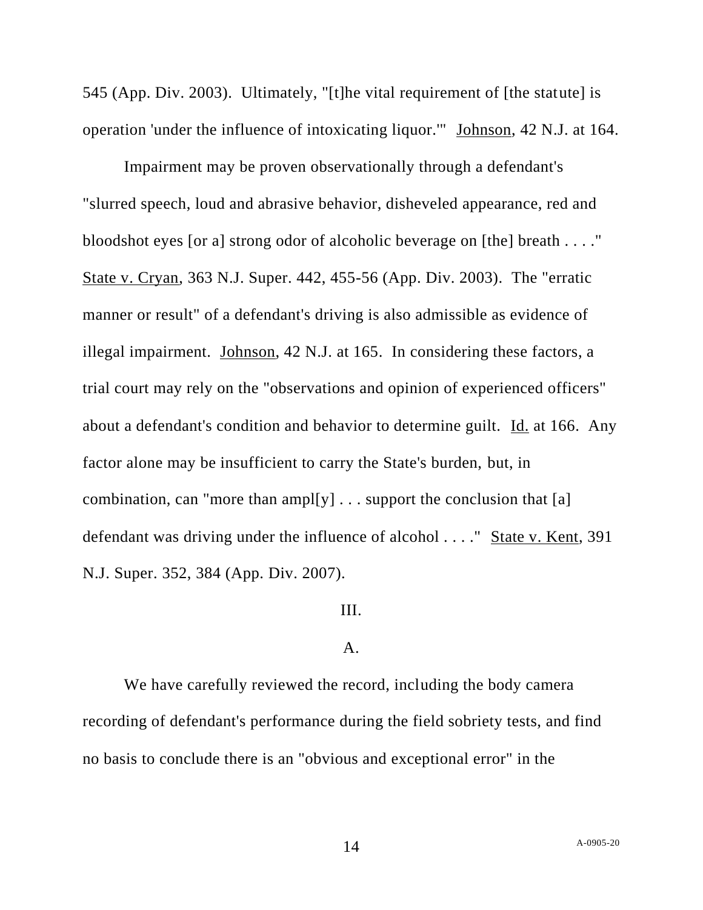545 (App. Div. 2003). Ultimately, "[t]he vital requirement of [the statute] is operation 'under the influence of intoxicating liquor.'" Johnson, 42 N.J. at 164.

Impairment may be proven observationally through a defendant's "slurred speech, loud and abrasive behavior, disheveled appearance, red and bloodshot eyes [or a] strong odor of alcoholic beverage on [the] breath . . . ." State v. Cryan, 363 N.J. Super. 442, 455-56 (App. Div. 2003). The "erratic manner or result" of a defendant's driving is also admissible as evidence of illegal impairment. Johnson, 42 N.J. at 165. In considering these factors, a trial court may rely on the "observations and opinion of experienced officers" about a defendant's condition and behavior to determine guilt. Id. at 166. Any factor alone may be insufficient to carry the State's burden, but, in combination, can "more than ampl[y] . . . support the conclusion that [a] defendant was driving under the influence of alcohol . . . ." State v. Kent, 391 N.J. Super. 352, 384 (App. Div. 2007).

III.

A.

We have carefully reviewed the record, including the body camera recording of defendant's performance during the field sobriety tests, and find no basis to conclude there is an "obvious and exceptional error" in the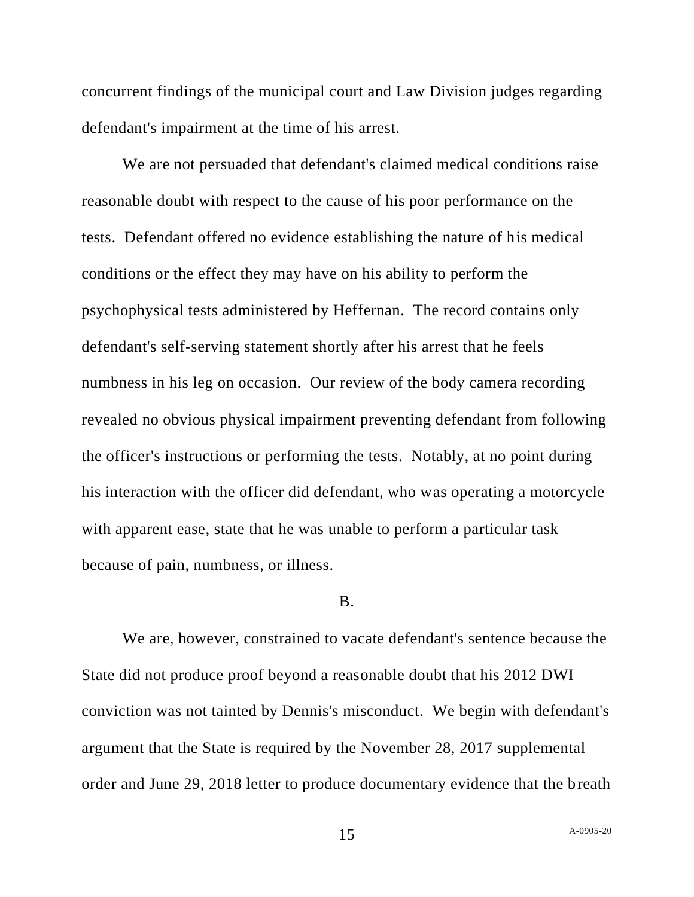concurrent findings of the municipal court and Law Division judges regarding defendant's impairment at the time of his arrest.

We are not persuaded that defendant's claimed medical conditions raise reasonable doubt with respect to the cause of his poor performance on the tests. Defendant offered no evidence establishing the nature of his medical conditions or the effect they may have on his ability to perform the psychophysical tests administered by Heffernan. The record contains only defendant's self-serving statement shortly after his arrest that he feels numbness in his leg on occasion. Our review of the body camera recording revealed no obvious physical impairment preventing defendant from following the officer's instructions or performing the tests. Notably, at no point during his interaction with the officer did defendant, who was operating a motorcycle with apparent ease, state that he was unable to perform a particular task because of pain, numbness, or illness.

B.

We are, however, constrained to vacate defendant's sentence because the State did not produce proof beyond a reasonable doubt that his 2012 DWI conviction was not tainted by Dennis's misconduct. We begin with defendant's argument that the State is required by the November 28, 2017 supplemental order and June 29, 2018 letter to produce documentary evidence that the breath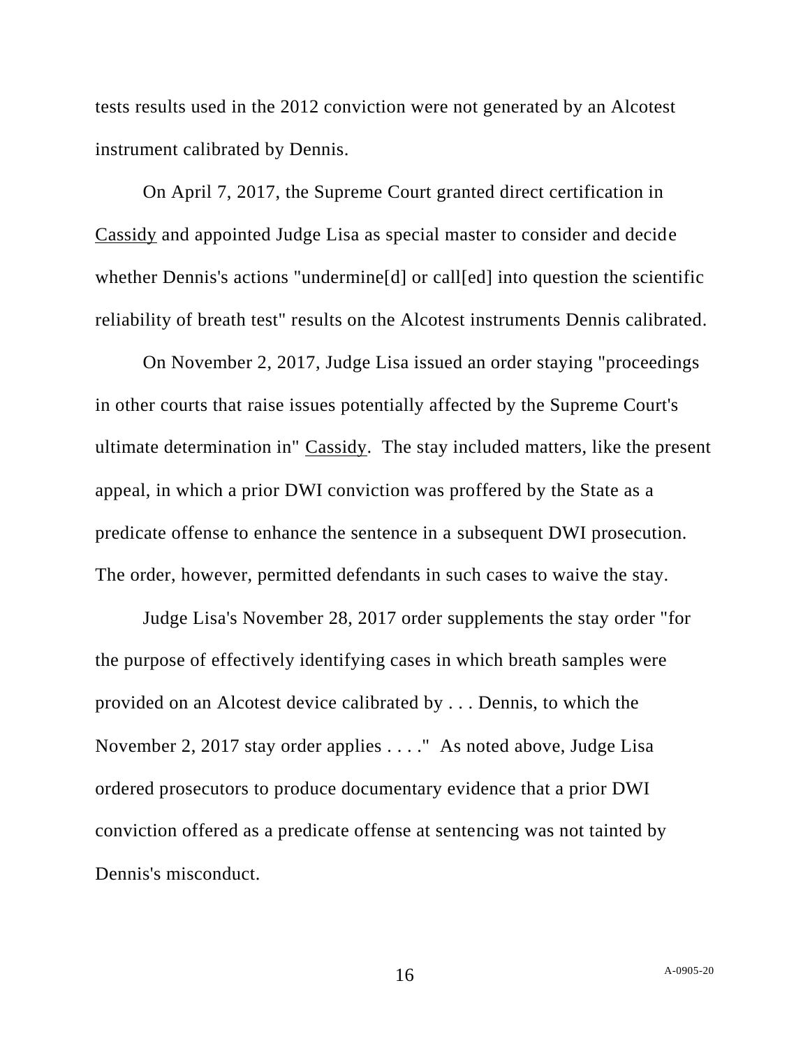tests results used in the 2012 conviction were not generated by an Alcotest instrument calibrated by Dennis.

On April 7, 2017, the Supreme Court granted direct certification in Cassidy and appointed Judge Lisa as special master to consider and decide whether Dennis's actions "undermine[d] or call[ed] into question the scientific reliability of breath test" results on the Alcotest instruments Dennis calibrated.

On November 2, 2017, Judge Lisa issued an order staying "proceedings in other courts that raise issues potentially affected by the Supreme Court's ultimate determination in" Cassidy. The stay included matters, like the present appeal, in which a prior DWI conviction was proffered by the State as a predicate offense to enhance the sentence in a subsequent DWI prosecution. The order, however, permitted defendants in such cases to waive the stay.

Judge Lisa's November 28, 2017 order supplements the stay order "for the purpose of effectively identifying cases in which breath samples were provided on an Alcotest device calibrated by . . . Dennis, to which the November 2, 2017 stay order applies . . . ." As noted above, Judge Lisa ordered prosecutors to produce documentary evidence that a prior DWI conviction offered as a predicate offense at sentencing was not tainted by Dennis's misconduct.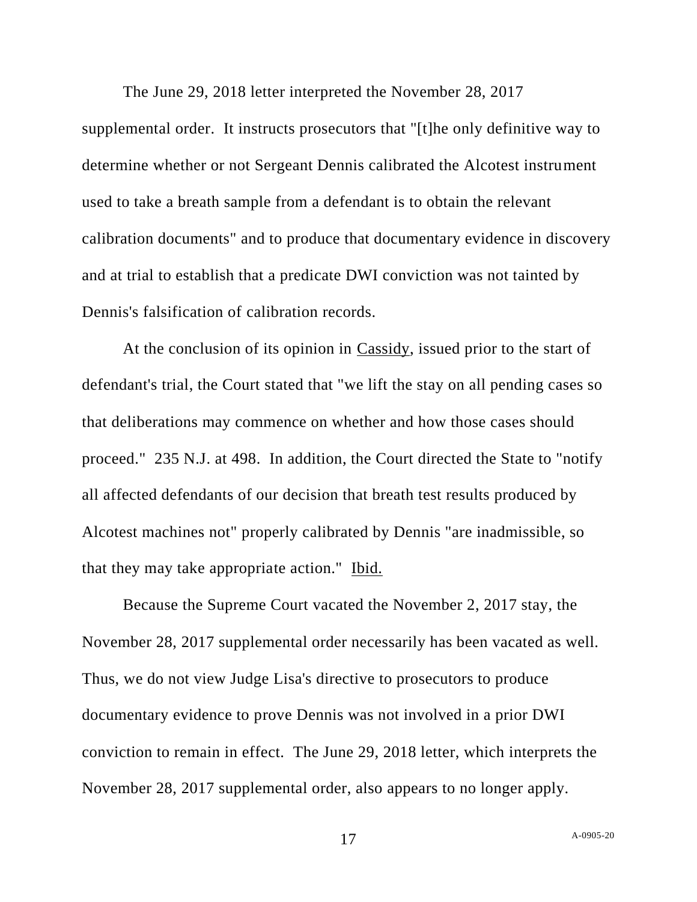The June 29, 2018 letter interpreted the November 28, 2017 supplemental order. It instructs prosecutors that "[t]he only definitive way to determine whether or not Sergeant Dennis calibrated the Alcotest instrument used to take a breath sample from a defendant is to obtain the relevant calibration documents" and to produce that documentary evidence in discovery and at trial to establish that a predicate DWI conviction was not tainted by Dennis's falsification of calibration records.

At the conclusion of its opinion in Cassidy, issued prior to the start of defendant's trial, the Court stated that "we lift the stay on all pending cases so that deliberations may commence on whether and how those cases should proceed." 235 N.J. at 498. In addition, the Court directed the State to "notify all affected defendants of our decision that breath test results produced by Alcotest machines not" properly calibrated by Dennis "are inadmissible, so that they may take appropriate action." Ibid.

Because the Supreme Court vacated the November 2, 2017 stay, the November 28, 2017 supplemental order necessarily has been vacated as well. Thus, we do not view Judge Lisa's directive to prosecutors to produce documentary evidence to prove Dennis was not involved in a prior DWI conviction to remain in effect. The June 29, 2018 letter, which interprets the November 28, 2017 supplemental order, also appears to no longer apply.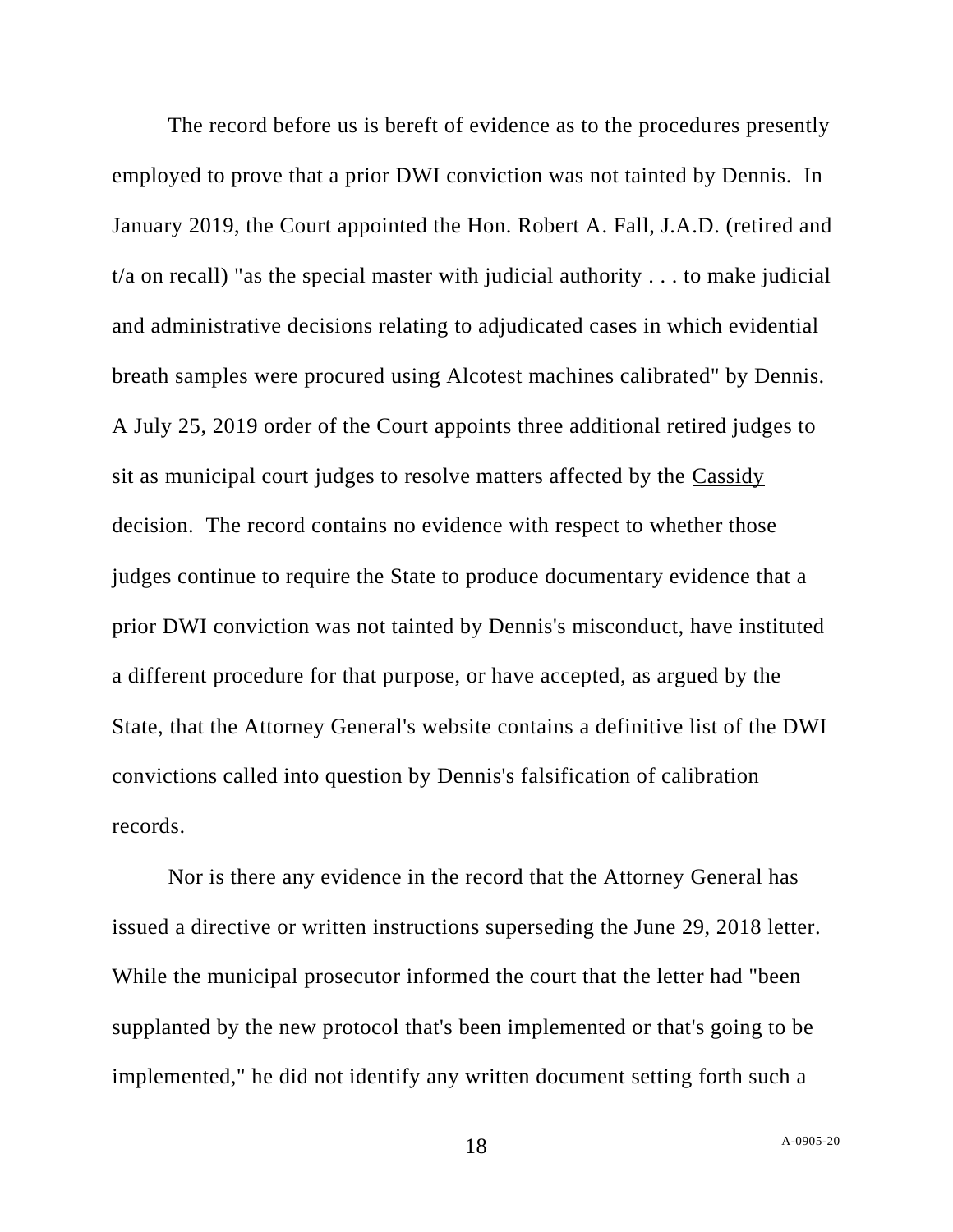The record before us is bereft of evidence as to the procedures presently employed to prove that a prior DWI conviction was not tainted by Dennis. In January 2019, the Court appointed the Hon. Robert A. Fall, J.A.D. (retired and t/a on recall) "as the special master with judicial authority . . . to make judicial and administrative decisions relating to adjudicated cases in which evidential breath samples were procured using Alcotest machines calibrated" by Dennis. A July 25, 2019 order of the Court appoints three additional retired judges to sit as municipal court judges to resolve matters affected by the Cassidy decision. The record contains no evidence with respect to whether those judges continue to require the State to produce documentary evidence that a prior DWI conviction was not tainted by Dennis's misconduct, have instituted a different procedure for that purpose, or have accepted, as argued by the State, that the Attorney General's website contains a definitive list of the DWI convictions called into question by Dennis's falsification of calibration records.

Nor is there any evidence in the record that the Attorney General has issued a directive or written instructions superseding the June 29, 2018 letter. While the municipal prosecutor informed the court that the letter had "been supplanted by the new protocol that's been implemented or that's going to be implemented," he did not identify any written document setting forth such a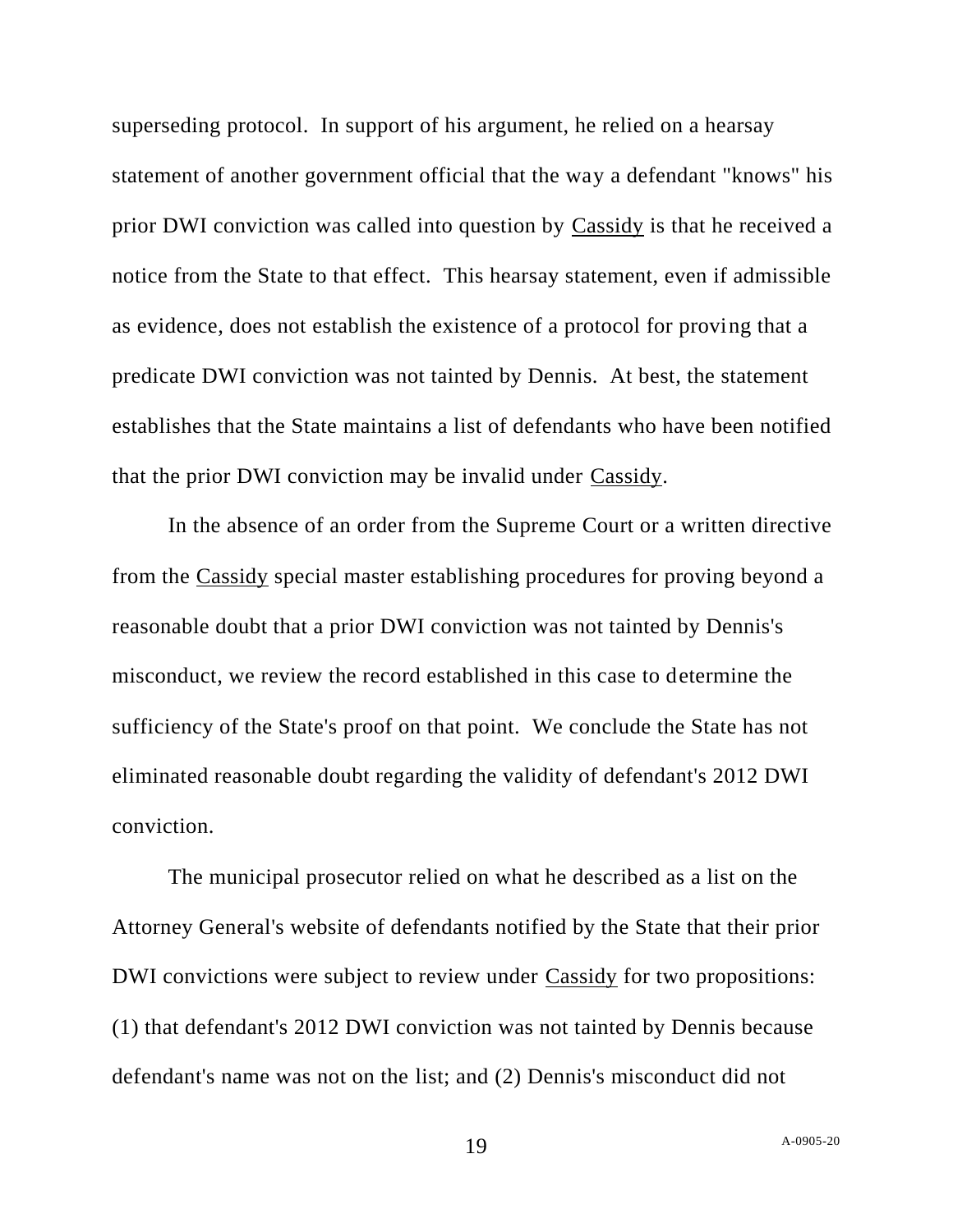superseding protocol. In support of his argument, he relied on a hearsay statement of another government official that the way a defendant "knows" his prior DWI conviction was called into question by Cassidy is that he received a notice from the State to that effect. This hearsay statement, even if admissible as evidence, does not establish the existence of a protocol for proving that a predicate DWI conviction was not tainted by Dennis. At best, the statement establishes that the State maintains a list of defendants who have been notified that the prior DWI conviction may be invalid under Cassidy.

In the absence of an order from the Supreme Court or a written directive from the Cassidy special master establishing procedures for proving beyond a reasonable doubt that a prior DWI conviction was not tainted by Dennis's misconduct, we review the record established in this case to determine the sufficiency of the State's proof on that point. We conclude the State has not eliminated reasonable doubt regarding the validity of defendant's 2012 DWI conviction.

The municipal prosecutor relied on what he described as a list on the Attorney General's website of defendants notified by the State that their prior DWI convictions were subject to review under Cassidy for two propositions: (1) that defendant's 2012 DWI conviction was not tainted by Dennis because defendant's name was not on the list; and (2) Dennis's misconduct did not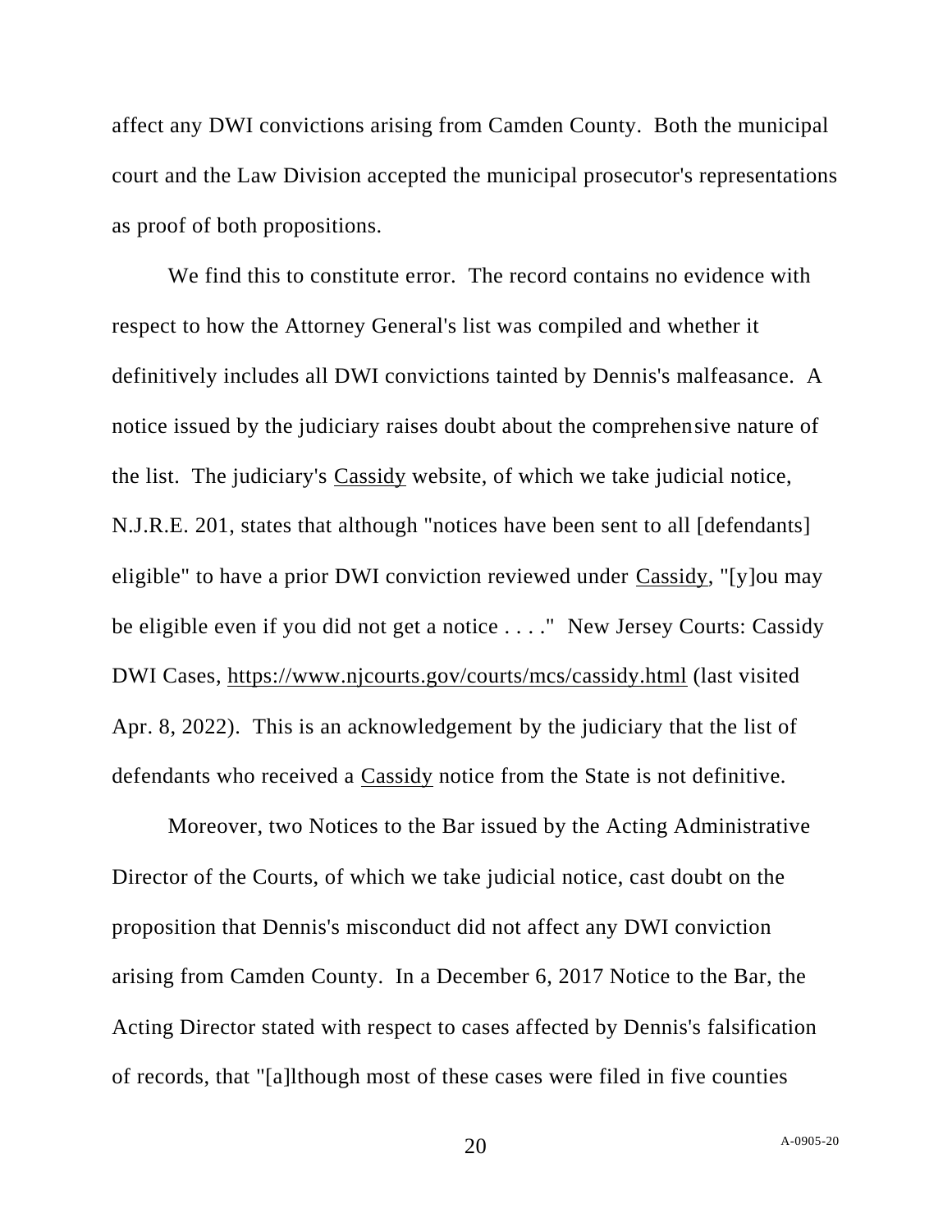affect any DWI convictions arising from Camden County. Both the municipal court and the Law Division accepted the municipal prosecutor's representations as proof of both propositions.

We find this to constitute error. The record contains no evidence with respect to how the Attorney General's list was compiled and whether it definitively includes all DWI convictions tainted by Dennis's malfeasance. A notice issued by the judiciary raises doubt about the comprehensive nature of the list. The judiciary's Cassidy website, of which we take judicial notice, N.J.R.E. 201, states that although "notices have been sent to all [defendants] eligible" to have a prior DWI conviction reviewed under Cassidy, "[y]ou may be eligible even if you did not get a notice . . . ." New Jersey Courts: Cassidy DWI Cases, https://www.njcourts.gov/courts/mcs/cassidy.html (last visited Apr. 8, 2022). This is an acknowledgement by the judiciary that the list of defendants who received a Cassidy notice from the State is not definitive.

Moreover, two Notices to the Bar issued by the Acting Administrative Director of the Courts, of which we take judicial notice, cast doubt on the proposition that Dennis's misconduct did not affect any DWI conviction arising from Camden County. In a December 6, 2017 Notice to the Bar, the Acting Director stated with respect to cases affected by Dennis's falsification of records, that "[a]lthough most of these cases were filed in five counties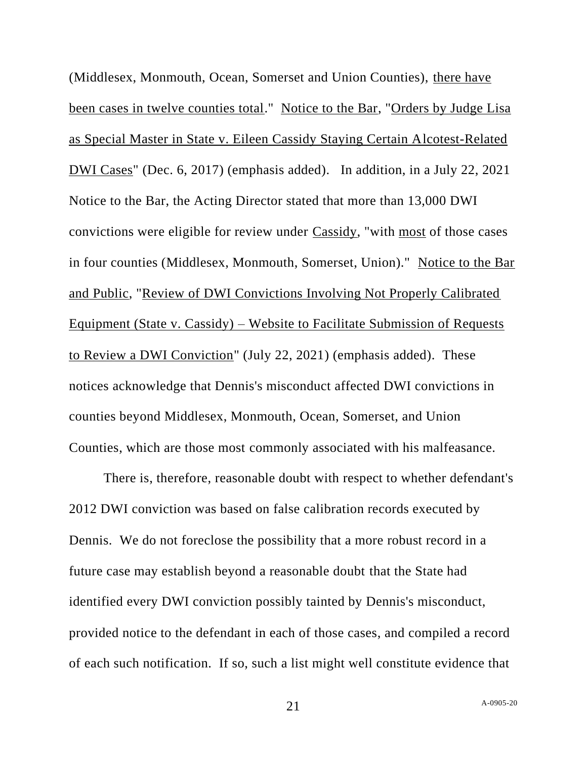(Middlesex, Monmouth, Ocean, Somerset and Union Counties), <u>there have been cases in twelve counties total</u>." <u>Notice to the Bar</u>, "<u>Orders by Judge Lisa as Special Master in State v. Eileen Cassidy Staying Certain Alcotest-Related DWI Cases</u>" (Dec. 6, 2017) (emphasis added). In addition, in a July 22, 2021 Notice to the Bar, the Acting Director stated that more than 13,000 DWI convictions were eligible for review under <u>Cassidy</u>, "with <u>most</u> of those cases in four counties (Middlesex, Monmouth, Somerset, Union)." <u>Notice to the Bar and Public</u>, "<u>Review of DWI Convictions Involving Not Properly Calibrated Equipment (State v. Cassidy) – Website to Facilitate Submission of Requests to Review a DWI Conviction</u>" (July 22, 2021) (emphasis added). These notices acknowledge that Dennis's misconduct affected DWI convictions in counties beyond Middlesex, Monmouth, Ocean, Somerset, and Union Counties, which are those most commonly associated with his malfeasance.

There is, therefore, reasonable doubt with respect to whether defendant's 2012 DWI conviction was based on false calibration records executed by Dennis. We do not foreclose the possibility that a more robust record in a future case may establish beyond a reasonable doubt that the State had identified every DWI conviction possibly tainted by Dennis's misconduct, provided notice to the defendant in each of those cases, and compiled a record of each such notification. If so, such a list might well constitute evidence that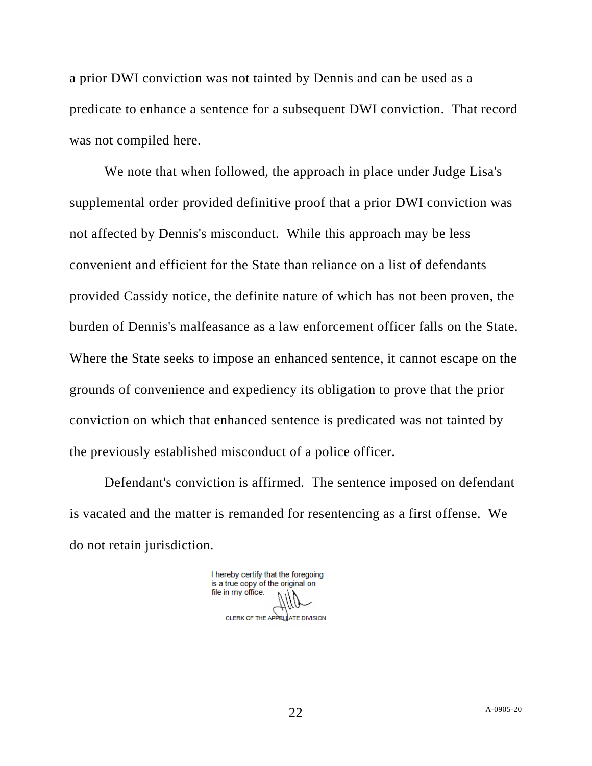a prior DWI conviction was not tainted by Dennis and can be used as a predicate to enhance a sentence for a subsequent DWI conviction. That record was not compiled here.

We note that when followed, the approach in place under Judge Lisa's supplemental order provided definitive proof that a prior DWI conviction was not affected by Dennis's misconduct. While this approach may be less convenient and efficient for the State than reliance on a list of defendants provided Cassidy notice, the definite nature of which has not been proven, the burden of Dennis's malfeasance as a law enforcement officer falls on the State. Where the State seeks to impose an enhanced sentence, it cannot escape on the grounds of convenience and expediency its obligation to prove that the prior conviction on which that enhanced sentence is predicated was not tainted by the previously established misconduct of a police officer.

Defendant's conviction is affirmed. The sentence imposed on defendant is vacated and the matter is remanded for resentencing as a first offense. We do not retain jurisdiction.

I hereby certify that the foregoing is a true copy of the original on file in my office.

CLERK OF THE APPELLATE DIVISION